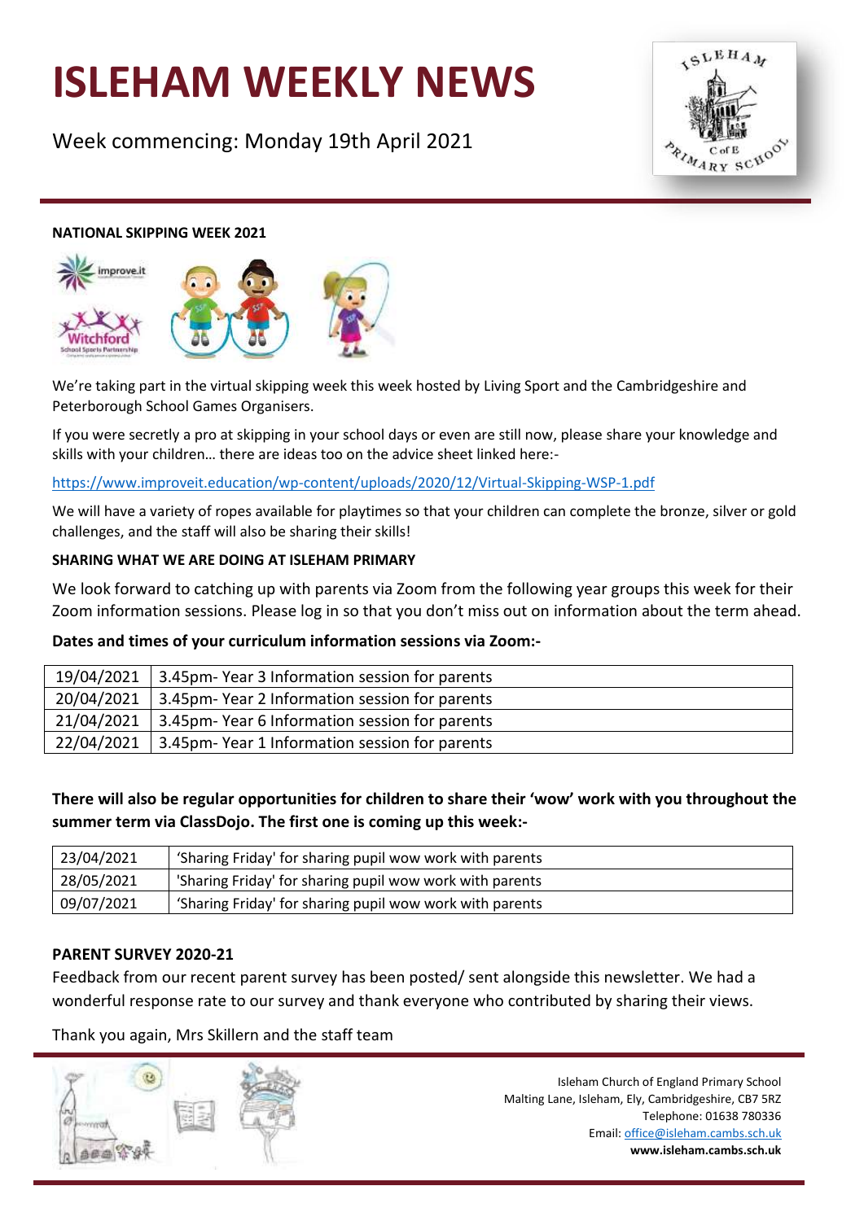# ISLEHAM WEEKLY NEWS

Week commencing: Monday 19th April 2021

**NATIONAL SKIPPING WEEK 2021**

We're taking part in the virtual skipping week this week hosted by Living Sport and the Cambridgeshire and Peterborough School Games Organisers.

If you were secretly a pro at skipping in your school days or even are still now, please share your knowledge and skills with your children… there are ideas too on the advice sheet linked here:-

https://www.improveit.education/wp-content/uploads/2020/12/Virtual-Skipping-WSP-1.pdf

We will have a variety of ropes available for playtimes so that your children can complete the bronze, silver or gold challenges, and the staff will also be sharing their skills!

**SHARING WHAT WE ARE DOING AT ISLEHAM PRIMARY**

We look forward to catching up with parents via Zoom from the following year groups this week for their Zoom information sessions. Please log in so that you don't miss out on information about the term ahead.

**Dates and times of your curriculum information sessions via Zoom:-**

| Date | Session |
|---|---|
| 19/04/2021 | 3.45pm- Year 3 Information session for parents |
| 20/04/2021 | 3.45pm- Year 2 Information session for parents |
| 21/04/2021 | 3.45pm- Year 6 Information session for parents |
| 22/04/2021 | 3.45pm- Year 1 Information session for parents |

**There will also be regular opportunities for children to share their 'wow' work with you throughout the summer term via ClassDojo. The first one is coming up this week:-**

| Date | Event |
|---|---|
| 23/04/2021 | 'Sharing Friday' for sharing pupil wow work with parents |
| 28/05/2021 | 'Sharing Friday' for sharing pupil wow work with parents |
| 09/07/2021 | 'Sharing Friday' for sharing pupil wow work with parents |

**PARENT SURVEY 2020-21**

Feedback from our recent parent survey has been posted/ sent alongside this newsletter. We had a wonderful response rate to our survey and thank everyone who contributed by sharing their views.

Thank you again, Mrs Skillern and the staff team

Isleham Church of England Primary School
Malting Lane, Isleham, Ely, Cambridgeshire, CB7 5RZ
Telephone: 01638 780336
Email: office@isleham.cambs.sch.uk
**www.isleham.cambs.sch.uk**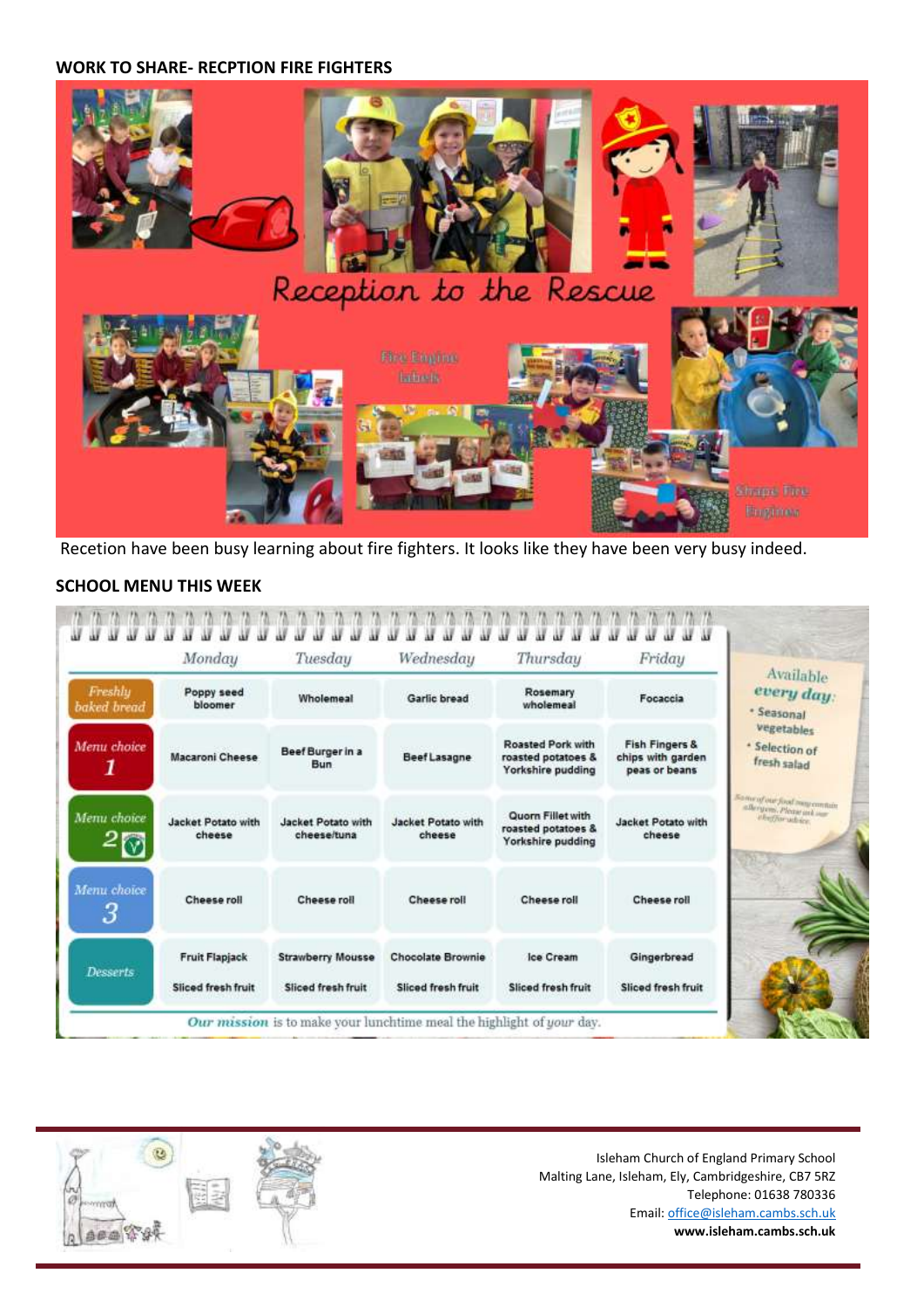**WORK TO SHARE- RECPTION FIRE FIGHTERS**

Reception to the Rescue

Fire Engine labels

Shape Fire Engines

Recetion have been busy learning about fire fighters. It looks like they have been very busy indeed.

**SCHOOL MENU THIS WEEK**

| | Monday | Tuesday | Wednesday | Thursday | Friday |
|---|---|---|---|---|---|
| Freshly baked bread | Poppy seed bloomer | Wholemeal | Garlic bread | Rosemary wholemeal | Focaccia |
| Menu choice 1 | Macaroni Cheese | Beef Burger in a Bun | Beef Lasagne | Roasted Pork with roasted potatoes & Yorkshire pudding | Fish Fingers & chips with garden peas or beans |
| Menu choice 2 (V) | Jacket Potato with cheese | Jacket Potato with cheese/tuna | Jacket Potato with cheese | Quorn Fillet with roasted potatoes & Yorkshire pudding | Jacket Potato with cheese |
| Menu choice 3 | Cheese roll | Cheese roll | Cheese roll | Cheese roll | Cheese roll |
| Desserts | Fruit Flapjack<br>Sliced fresh fruit | Strawberry Mousse<br>Sliced fresh fruit | Chocolate Brownie<br>Sliced fresh fruit | Ice Cream<br>Sliced fresh fruit | Gingerbread<br>Sliced fresh fruit |

Available *every day*:
- Seasonal vegetables
- Selection of fresh salad

Some of our food may contain allergens. Please ask our chef for advice.

***Our mission*** is to make your lunchtime meal the highlight of *your* day.

Isleham Church of England Primary School
Malting Lane, Isleham, Ely, Cambridgeshire, CB7 5RZ
Telephone: 01638 780336
Email: office@isleham.cambs.sch.uk
**www.isleham.cambs.sch.uk**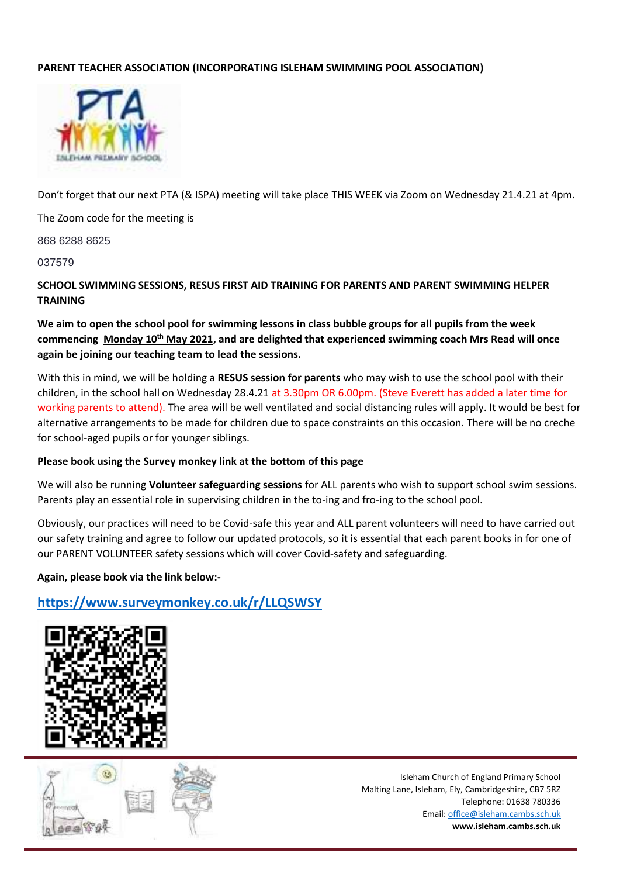**PARENT TEACHER ASSOCIATION (INCORPORATING ISLEHAM SWIMMING POOL ASSOCIATION)**

Don't forget that our next PTA (& ISPA) meeting will take place THIS WEEK via Zoom on Wednesday 21.4.21 at 4pm.

The Zoom code for the meeting is

868 6288 8625

037579

**SCHOOL SWIMMING SESSIONS, RESUS FIRST AID TRAINING FOR PARENTS AND PARENT SWIMMING HELPER TRAINING**

**We aim to open the school pool for swimming lessons in class bubble groups for all pupils from the week commencing Monday 10th May 2021, and are delighted that experienced swimming coach Mrs Read will once again be joining our teaching team to lead the sessions.**

With this in mind, we will be holding a **RESUS session for parents** who may wish to use the school pool with their children, in the school hall on Wednesday 28.4.21 at 3.30pm OR 6.00pm. (Steve Everett has added a later time for working parents to attend). The area will be well ventilated and social distancing rules will apply. It would be best for alternative arrangements to be made for children due to space constraints on this occasion. There will be no creche for school-aged pupils or for younger siblings.

**Please book using the Survey monkey link at the bottom of this page**

We will also be running **Volunteer safeguarding sessions** for ALL parents who wish to support school swim sessions. Parents play an essential role in supervising children in the to-ing and fro-ing to the school pool.

Obviously, our practices will need to be Covid-safe this year and ALL parent volunteers will need to have carried out our safety training and agree to follow our updated protocols, so it is essential that each parent books in for one of our PARENT VOLUNTEER safety sessions which will cover Covid-safety and safeguarding.

**Again, please book via the link below:-**

**https://www.surveymonkey.co.uk/r/LLQSWSY**

Isleham Church of England Primary School
Malting Lane, Isleham, Ely, Cambridgeshire, CB7 5RZ
Telephone: 01638 780336
Email: office@isleham.cambs.sch.uk
**www.isleham.cambs.sch.uk**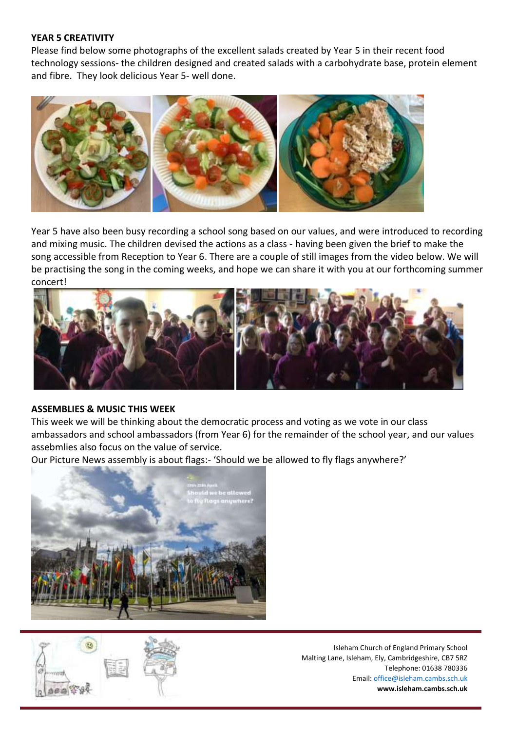**YEAR 5 CREATIVITY**

Please find below some photographs of the excellent salads created by Year 5 in their recent food technology sessions- the children designed and created salads with a carbohydrate base, protein element and fibre. They look delicious Year 5- well done.

Year 5 have also been busy recording a school song based on our values, and were introduced to recording and mixing music. The children devised the actions as a class - having been given the brief to make the song accessible from Reception to Year 6. There are a couple of still images from the video below. We will be practising the song in the coming weeks, and hope we can share it with you at our forthcoming summer concert!

**ASSEMBLIES & MUSIC THIS WEEK**

This week we will be thinking about the democratic process and voting as we vote in our class ambassadors and school ambassadors (from Year 6) for the remainder of the school year, and our values assebmlies also focus on the value of service.

Our Picture News assembly is about flags:- 'Should we be allowed to fly flags anywhere?'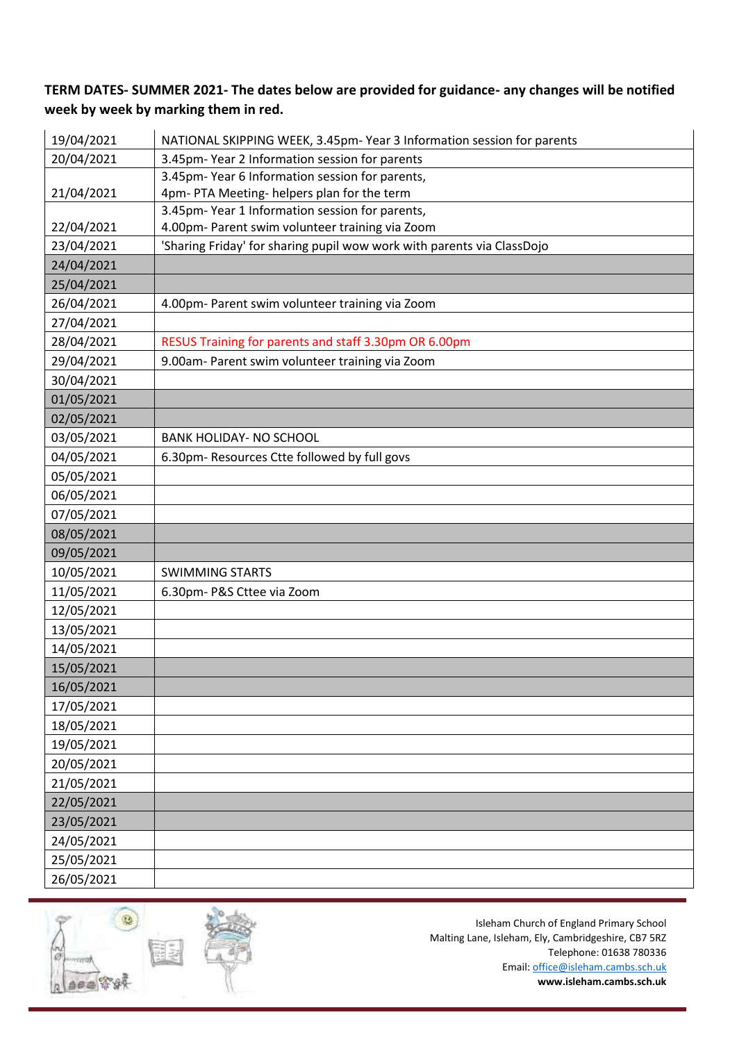**TERM DATES- SUMMER 2021- The dates below are provided for guidance- any changes will be notified week by week by marking them in red.**

| | |
|---|---|
| 19/04/2021 | NATIONAL SKIPPING WEEK, 3.45pm- Year 3 Information session for parents |
| 20/04/2021 | 3.45pm- Year 2 Information session for parents |
| 21/04/2021 | 3.45pm- Year 6 Information session for parents, 4pm- PTA Meeting- helpers plan for the term |
| 22/04/2021 | 3.45pm- Year 1 Information session for parents, 4.00pm- Parent swim volunteer training via Zoom |
| 23/04/2021 | 'Sharing Friday' for sharing pupil wow work with parents via ClassDojo |
| 24/04/2021 | |
| 25/04/2021 | |
| 26/04/2021 | 4.00pm- Parent swim volunteer training via Zoom |
| 27/04/2021 | |
| 28/04/2021 | RESUS Training for parents and staff 3.30pm OR 6.00pm |
| 29/04/2021 | 9.00am- Parent swim volunteer training via Zoom |
| 30/04/2021 | |
| 01/05/2021 | |
| 02/05/2021 | |
| 03/05/2021 | BANK HOLIDAY- NO SCHOOL |
| 04/05/2021 | 6.30pm- Resources Ctte followed by full govs |
| 05/05/2021 | |
| 06/05/2021 | |
| 07/05/2021 | |
| 08/05/2021 | |
| 09/05/2021 | |
| 10/05/2021 | SWIMMING STARTS |
| 11/05/2021 | 6.30pm- P&S Cttee via Zoom |
| 12/05/2021 | |
| 13/05/2021 | |
| 14/05/2021 | |
| 15/05/2021 | |
| 16/05/2021 | |
| 17/05/2021 | |
| 18/05/2021 | |
| 19/05/2021 | |
| 20/05/2021 | |
| 21/05/2021 | |
| 22/05/2021 | |
| 23/05/2021 | |
| 24/05/2021 | |
| 25/05/2021 | |
| 26/05/2021 | |

Isleham Church of England Primary School
Malting Lane, Isleham, Ely, Cambridgeshire, CB7 5RZ
Telephone: 01638 780336
Email: office@isleham.cambs.sch.uk
**www.isleham.cambs.sch.uk**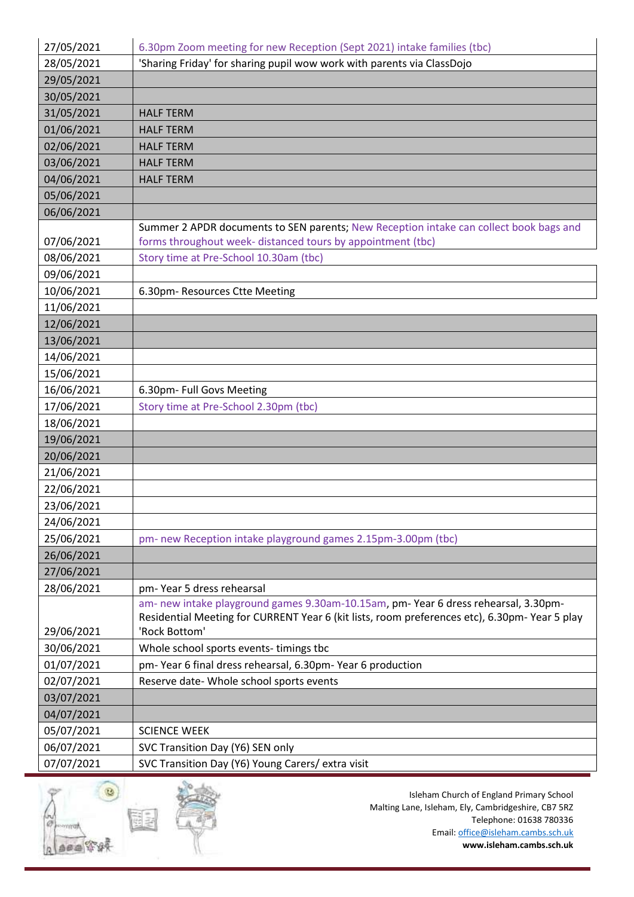| | |
|---|---|
| 27/05/2021 | 6.30pm Zoom meeting for new Reception (Sept 2021) intake families (tbc) |
| 28/05/2021 | 'Sharing Friday' for sharing pupil wow work with parents via ClassDojo |
| 29/05/2021 | |
| 30/05/2021 | |
| 31/05/2021 | HALF TERM |
| 01/06/2021 | HALF TERM |
| 02/06/2021 | HALF TERM |
| 03/06/2021 | HALF TERM |
| 04/06/2021 | HALF TERM |
| 05/06/2021 | |
| 06/06/2021 | |
| 07/06/2021 | Summer 2 APDR documents to SEN parents; New Reception intake can collect book bags and forms throughout week- distanced tours by appointment (tbc) |
| 08/06/2021 | Story time at Pre-School 10.30am (tbc) |
| 09/06/2021 | |
| 10/06/2021 | 6.30pm- Resources Ctte Meeting |
| 11/06/2021 | |
| 12/06/2021 | |
| 13/06/2021 | |
| 14/06/2021 | |
| 15/06/2021 | |
| 16/06/2021 | 6.30pm- Full Govs Meeting |
| 17/06/2021 | Story time at Pre-School 2.30pm (tbc) |
| 18/06/2021 | |
| 19/06/2021 | |
| 20/06/2021 | |
| 21/06/2021 | |
| 22/06/2021 | |
| 23/06/2021 | |
| 24/06/2021 | |
| 25/06/2021 | pm- new Reception intake playground games 2.15pm-3.00pm (tbc) |
| 26/06/2021 | |
| 27/06/2021 | |
| 28/06/2021 | pm- Year 5 dress rehearsal |
| 29/06/2021 | am- new intake playground games 9.30am-10.15am, pm- Year 6 dress rehearsal, 3.30pm- Residential Meeting for CURRENT Year 6 (kit lists, room preferences etc), 6.30pm- Year 5 play 'Rock Bottom' |
| 30/06/2021 | Whole school sports events- timings tbc |
| 01/07/2021 | pm- Year 6 final dress rehearsal, 6.30pm- Year 6 production |
| 02/07/2021 | Reserve date- Whole school sports events |
| 03/07/2021 | |
| 04/07/2021 | |
| 05/07/2021 | SCIENCE WEEK |
| 06/07/2021 | SVC Transition Day (Y6) SEN only |
| 07/07/2021 | SVC Transition Day (Y6) Young Carers/ extra visit |

Isleham Church of England Primary School
Malting Lane, Isleham, Ely, Cambridgeshire, CB7 5RZ
Telephone: 01638 780336
Email: office@isleham.cambs.sch.uk
**www.isleham.cambs.sch.uk**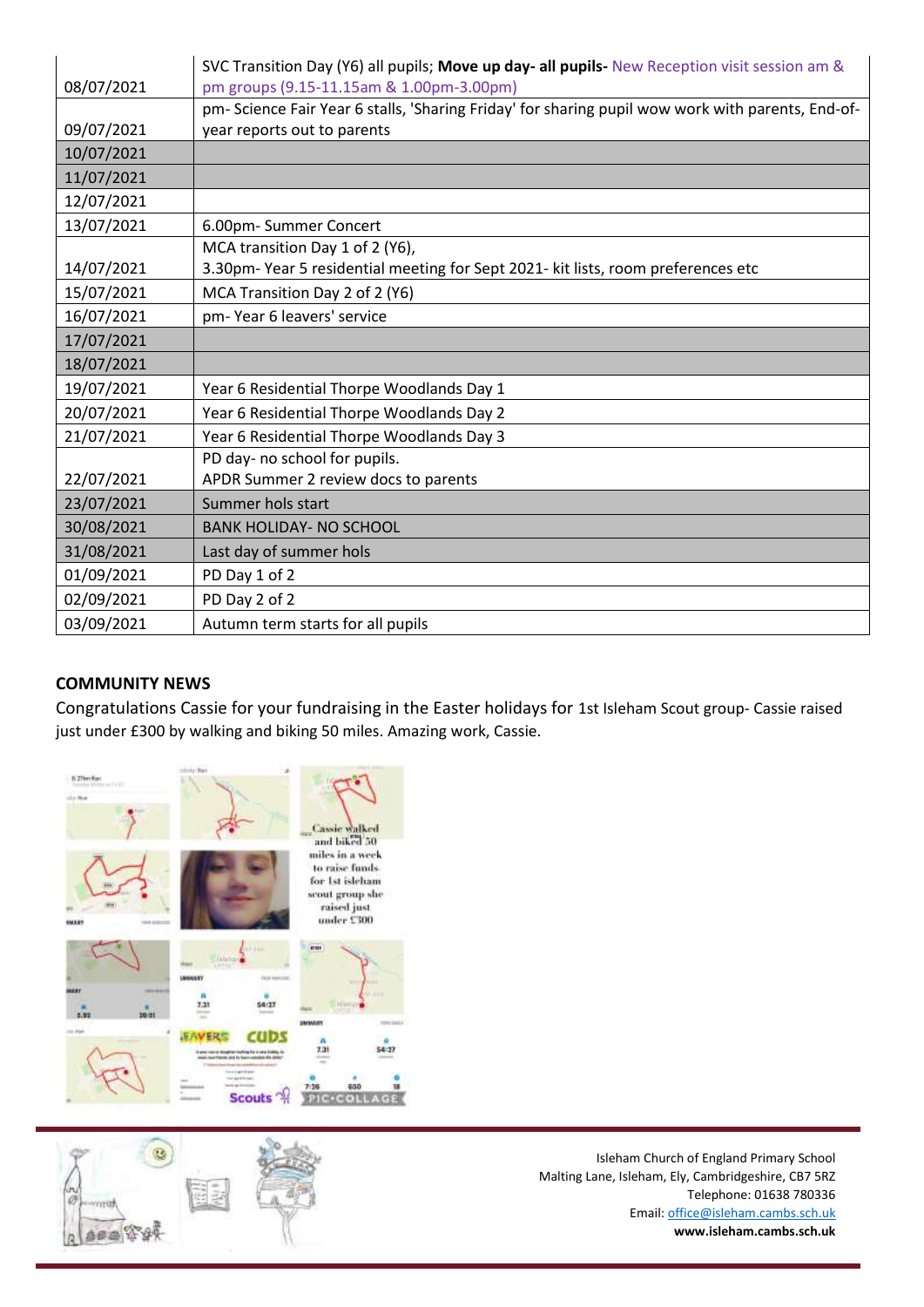| | |
|---|---|
| 08/07/2021 | SVC Transition Day (Y6) all pupils; **Move up day- all pupils-** New Reception visit session am & pm groups (9.15-11.15am & 1.00pm-3.00pm) |
| 09/07/2021 | pm- Science Fair Year 6 stalls, 'Sharing Friday' for sharing pupil wow work with parents, End-of-year reports out to parents |
| 10/07/2021 | |
| 11/07/2021 | |
| 12/07/2021 | |
| 13/07/2021 | 6.00pm- Summer Concert |
| 14/07/2021 | MCA transition Day 1 of 2 (Y6),<br>3.30pm- Year 5 residential meeting for Sept 2021- kit lists, room preferences etc |
| 15/07/2021 | MCA Transition Day 2 of 2 (Y6) |
| 16/07/2021 | pm- Year 6 leavers' service |
| 17/07/2021 | |
| 18/07/2021 | |
| 19/07/2021 | Year 6 Residential Thorpe Woodlands Day 1 |
| 20/07/2021 | Year 6 Residential Thorpe Woodlands Day 2 |
| 21/07/2021 | Year 6 Residential Thorpe Woodlands Day 3 |
| 22/07/2021 | PD day- no school for pupils.<br>APDR Summer 2 review docs to parents |
| 23/07/2021 | Summer hols start |
| 30/08/2021 | BANK HOLIDAY- NO SCHOOL |
| 31/08/2021 | Last day of summer hols |
| 01/09/2021 | PD Day 1 of 2 |
| 02/09/2021 | PD Day 2 of 2 |
| 03/09/2021 | Autumn term starts for all pupils |

## COMMUNITY NEWS

Congratulations Cassie for your fundraising in the Easter holidays for 1st Isleham Scout group- Cassie raised just under £300 by walking and biking 50 miles. Amazing work, Cassie.

Isleham Church of England Primary School
Malting Lane, Isleham, Ely, Cambridgeshire, CB7 5RZ
Telephone: 01638 780336
Email: office@isleham.cambs.sch.uk
**www.isleham.cambs.sch.uk**